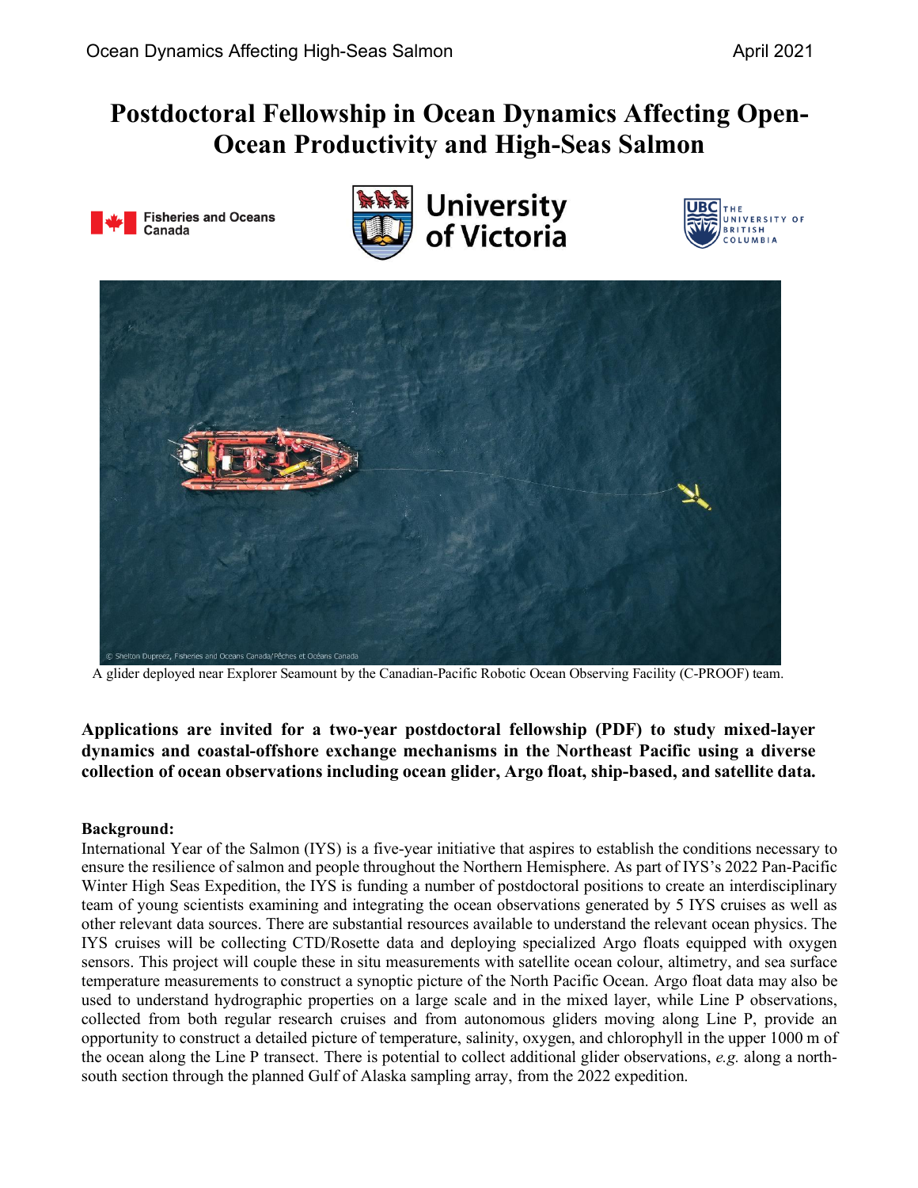# Postdoctoral Fellowship in Ocean Dynamics Affecting Open-Ocean Productivity and High-Seas Salmon

Fisheries and Oceans Canada

University of Victoria

THE UNIVERSITY OF BRITISH COLUMBIA

© Shelton Dupreez, Fisheries and Oceans Canada/Pêches et Océans Canada

A glider deployed near Explorer Seamount by the Canadian-Pacific Robotic Ocean Observing Facility (C-PROOF) team.

**Applications are invited for a two-year postdoctoral fellowship (PDF) to study mixed-layer dynamics and coastal-offshore exchange mechanisms in the Northeast Pacific using a diverse collection of ocean observations including ocean glider, Argo float, ship-based, and satellite data.**

**Background:**

International Year of the Salmon (IYS) is a five-year initiative that aspires to establish the conditions necessary to ensure the resilience of salmon and people throughout the Northern Hemisphere. As part of IYS's 2022 Pan-Pacific Winter High Seas Expedition, the IYS is funding a number of postdoctoral positions to create an interdisciplinary team of young scientists examining and integrating the ocean observations generated by 5 IYS cruises as well as other relevant data sources. There are substantial resources available to understand the relevant ocean physics. The IYS cruises will be collecting CTD/Rosette data and deploying specialized Argo floats equipped with oxygen sensors. This project will couple these in situ measurements with satellite ocean colour, altimetry, and sea surface temperature measurements to construct a synoptic picture of the North Pacific Ocean. Argo float data may also be used to understand hydrographic properties on a large scale and in the mixed layer, while Line P observations, collected from both regular research cruises and from autonomous gliders moving along Line P, provide an opportunity to construct a detailed picture of temperature, salinity, oxygen, and chlorophyll in the upper 1000 m of the ocean along the Line P transect. There is potential to collect additional glider observations, *e.g.* along a north-south section through the planned Gulf of Alaska sampling array, from the 2022 expedition.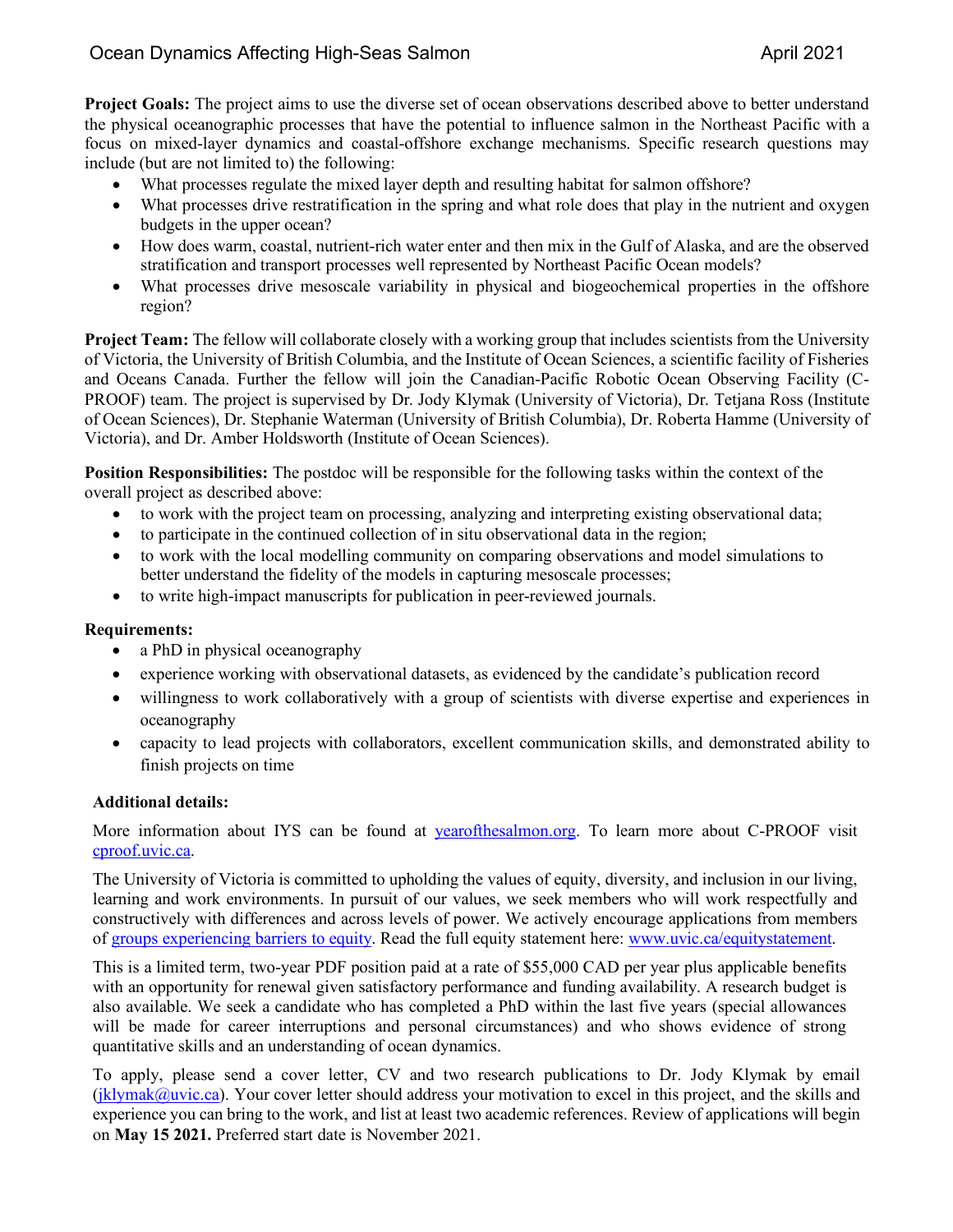**Project Goals:** The project aims to use the diverse set of ocean observations described above to better understand the physical oceanographic processes that have the potential to influence salmon in the Northeast Pacific with a focus on mixed-layer dynamics and coastal-offshore exchange mechanisms. Specific research questions may include (but are not limited to) the following:

- What processes regulate the mixed layer depth and resulting habitat for salmon offshore?
- What processes drive restratification in the spring and what role does that play in the nutrient and oxygen budgets in the upper ocean?
- How does warm, coastal, nutrient-rich water enter and then mix in the Gulf of Alaska, and are the observed stratification and transport processes well represented by Northeast Pacific Ocean models?
- What processes drive mesoscale variability in physical and biogeochemical properties in the offshore region?

**Project Team:** The fellow will collaborate closely with a working group that includes scientists from the University of Victoria, the University of British Columbia, and the Institute of Ocean Sciences, a scientific facility of Fisheries and Oceans Canada. Further the fellow will join the Canadian-Pacific Robotic Ocean Observing Facility (C-PROOF) team. The project is supervised by Dr. Jody Klymak (University of Victoria), Dr. Tetjana Ross (Institute of Ocean Sciences), Dr. Stephanie Waterman (University of British Columbia), Dr. Roberta Hamme (University of Victoria), and Dr. Amber Holdsworth (Institute of Ocean Sciences).

**Position Responsibilities:** The postdoc will be responsible for the following tasks within the context of the overall project as described above:

- to work with the project team on processing, analyzing and interpreting existing observational data;
- to participate in the continued collection of in situ observational data in the region;
- to work with the local modelling community on comparing observations and model simulations to better understand the fidelity of the models in capturing mesoscale processes;
- to write high-impact manuscripts for publication in peer-reviewed journals.

**Requirements:**

- a PhD in physical oceanography
- experience working with observational datasets, as evidenced by the candidate's publication record
- willingness to work collaboratively with a group of scientists with diverse expertise and experiences in oceanography
- capacity to lead projects with collaborators, excellent communication skills, and demonstrated ability to finish projects on time

**Additional details:**

More information about IYS can be found at yearofthesalmon.org. To learn more about C-PROOF visit cproof.uvic.ca.

The University of Victoria is committed to upholding the values of equity, diversity, and inclusion in our living, learning and work environments. In pursuit of our values, we seek members who will work respectfully and constructively with differences and across levels of power. We actively encourage applications from members of groups experiencing barriers to equity. Read the full equity statement here: www.uvic.ca/equitystatement.

This is a limited term, two-year PDF position paid at a rate of $55,000 CAD per year plus applicable benefits with an opportunity for renewal given satisfactory performance and funding availability. A research budget is also available. We seek a candidate who has completed a PhD within the last five years (special allowances will be made for career interruptions and personal circumstances) and who shows evidence of strong quantitative skills and an understanding of ocean dynamics.

To apply, please send a cover letter, CV and two research publications to Dr. Jody Klymak by email (jklymak@uvic.ca). Your cover letter should address your motivation to excel in this project, and the skills and experience you can bring to the work, and list at least two academic references. Review of applications will begin on **May 15 2021.** Preferred start date is November 2021.